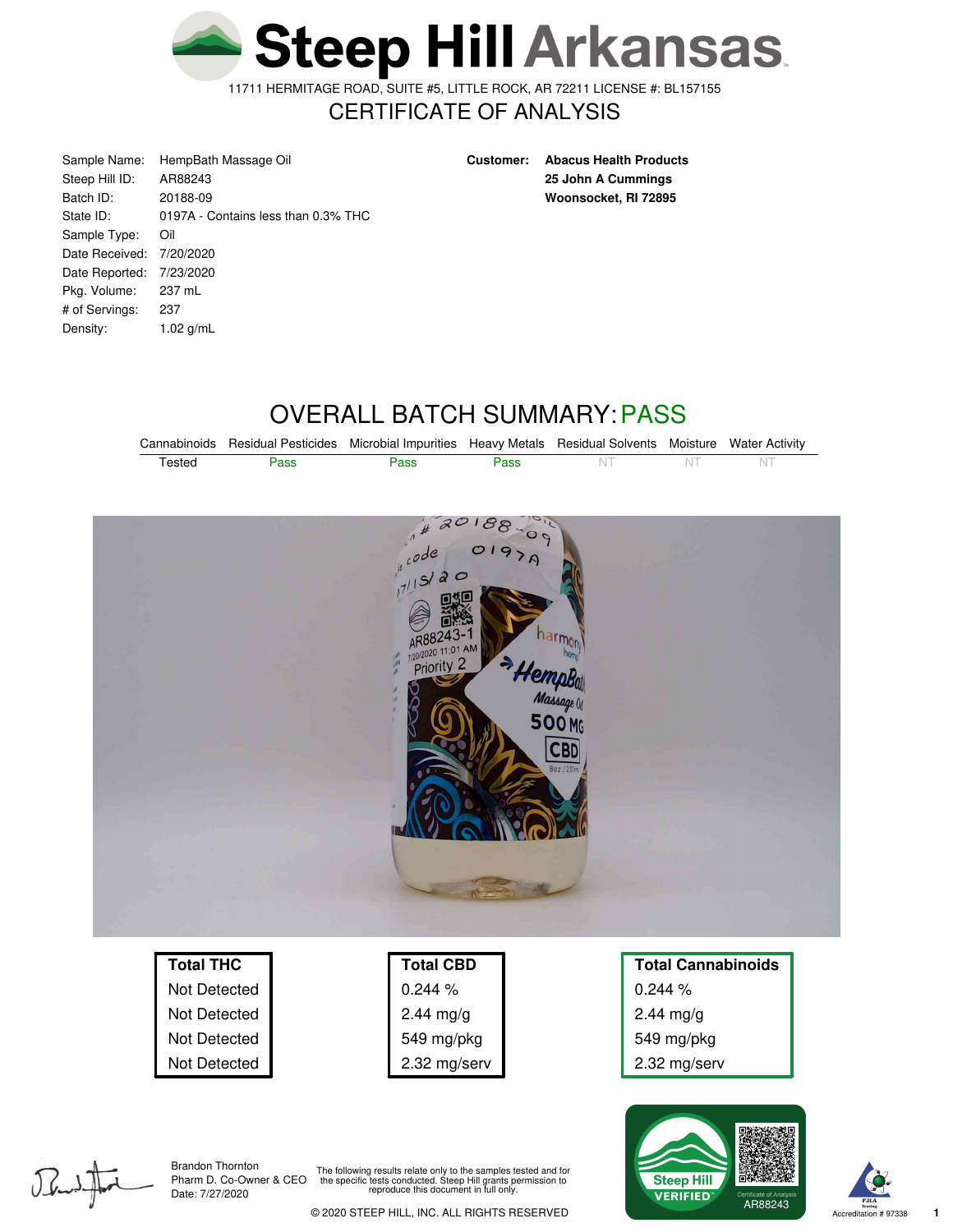# Steep Hill Arkansas

11711 HERMITAGE ROAD, SUITE #5, LITTLE ROCK, AR 72211 LICENSE #: BL157155

## CERTIFICATE OF ANALYSIS

| | |
|---|---|
| Sample Name: | HempBath Massage Oil |
| Steep Hill ID: | AR88243 |
| Batch ID: | 20188-09 |
| State ID: | 0197A - Contains less than 0.3% THC |
| Sample Type: | Oil |
| Date Received: | 7/20/2020 |
| Date Reported: | 7/23/2020 |
| Pkg. Volume: | 237 mL |
| # of Servings: | 237 |
| Density: | 1.02 g/mL |

**Customer:** **Abacus Health Products**
**25 John A Cummings**
**Woonsocket, RI 72895**

## OVERALL BATCH SUMMARY: PASS

| Cannabinoids | Residual Pesticides | Microbial Impurities | Heavy Metals | Residual Solvents | Moisture | Water Activity |
|---|---|---|---|---|---|---|
| Tested | Pass | Pass | Pass | NT | NT | NT |

| Total THC | Total CBD | Total Cannabinoids |
|---|---|---|
| Not Detected | 0.244 % | 0.244 % |
| Not Detected | 2.44 mg/g | 2.44 mg/g |
| Not Detected | 549 mg/pkg | 549 mg/pkg |
| Not Detected | 2.32 mg/serv | 2.32 mg/serv |

Brandon Thornton
Pharm D. Co-Owner & CEO
Date: 7/27/2020

The following results relate only to the samples tested and for the specific tests conducted. Steep Hill grants permission to reproduce this document in full only.

© 2020 STEEP HILL, INC. ALL RIGHTS RESERVED

Steep Hill VERIFIED — Certificate of Analysis AR88243

PJLA Testing Accreditation # 97338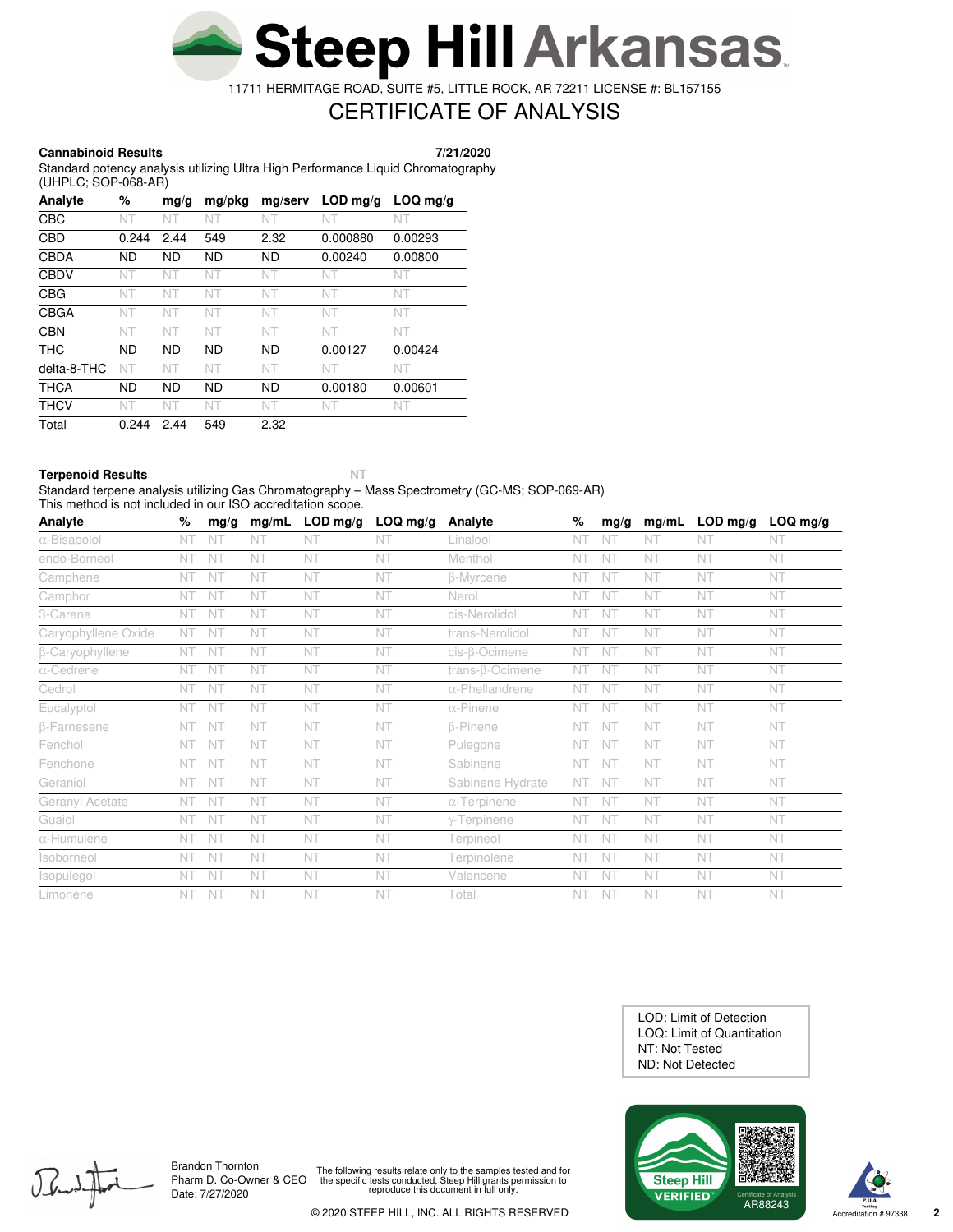# Steep Hill Arkansas

11711 HERMITAGE ROAD, SUITE #5, LITTLE ROCK, AR 72211 LICENSE #: BL157155

## CERTIFICATE OF ANALYSIS

**Cannabinoid Results** **7/21/2020**

Standard potency analysis utilizing Ultra High Performance Liquid Chromatography (UHPLC; SOP-068-AR)

| Analyte | % | mg/g | mg/pkg | mg/serv | LOD mg/g | LOQ mg/g |
|---|---|---|---|---|---|---|
| CBC | NT | NT | NT | NT | NT | NT |
| CBD | 0.244 | 2.44 | 549 | 2.32 | 0.000880 | 0.00293 |
| CBDA | ND | ND | ND | ND | 0.00240 | 0.00800 |
| CBDV | NT | NT | NT | NT | NT | NT |
| CBG | NT | NT | NT | NT | NT | NT |
| CBGA | NT | NT | NT | NT | NT | NT |
| CBN | NT | NT | NT | NT | NT | NT |
| THC | ND | ND | ND | ND | 0.00127 | 0.00424 |
| delta-8-THC | NT | NT | NT | NT | NT | NT |
| THCA | ND | ND | ND | ND | 0.00180 | 0.00601 |
| THCV | NT | NT | NT | NT | NT | NT |
| Total | 0.244 | 2.44 | 549 | 2.32 | | |

**Terpenoid Results** NT

Standard terpene analysis utilizing Gas Chromatography – Mass Spectrometry (GC-MS; SOP-069-AR)
This method is not included in our ISO accreditation scope.

| Analyte | % | mg/g | mg/mL | LOD mg/g | LOQ mg/g | Analyte | % | mg/g | mg/mL | LOD mg/g | LOQ mg/g |
|---|---|---|---|---|---|---|---|---|---|---|---|
| α-Bisabolol | NT | NT | NT | NT | NT | Linalool | NT | NT | NT | NT | NT |
| endo-Borneol | NT | NT | NT | NT | NT | Menthol | NT | NT | NT | NT | NT |
| Camphene | NT | NT | NT | NT | NT | β-Myrcene | NT | NT | NT | NT | NT |
| Camphor | NT | NT | NT | NT | NT | Nerol | NT | NT | NT | NT | NT |
| 3-Carene | NT | NT | NT | NT | NT | cis-Nerolidol | NT | NT | NT | NT | NT |
| Caryophyllene Oxide | NT | NT | NT | NT | NT | trans-Nerolidol | NT | NT | NT | NT | NT |
| β-Caryophyllene | NT | NT | NT | NT | NT | cis-β-Ocimene | NT | NT | NT | NT | NT |
| α-Cedrene | NT | NT | NT | NT | NT | trans-β-Ocimene | NT | NT | NT | NT | NT |
| Cedrol | NT | NT | NT | NT | NT | α-Phellandrene | NT | NT | NT | NT | NT |
| Eucalyptol | NT | NT | NT | NT | NT | α-Pinene | NT | NT | NT | NT | NT |
| β-Farnesene | NT | NT | NT | NT | NT | β-Pinene | NT | NT | NT | NT | NT |
| Fenchol | NT | NT | NT | NT | NT | Pulegone | NT | NT | NT | NT | NT |
| Fenchone | NT | NT | NT | NT | NT | Sabinene | NT | NT | NT | NT | NT |
| Geraniol | NT | NT | NT | NT | NT | Sabinene Hydrate | NT | NT | NT | NT | NT |
| Geranyl Acetate | NT | NT | NT | NT | NT | α-Terpinene | NT | NT | NT | NT | NT |
| Guaiol | NT | NT | NT | NT | NT | γ-Terpinene | NT | NT | NT | NT | NT |
| α-Humulene | NT | NT | NT | NT | NT | Terpineol | NT | NT | NT | NT | NT |
| Isoborneol | NT | NT | NT | NT | NT | Terpinolene | NT | NT | NT | NT | NT |
| Isopulegol | NT | NT | NT | NT | NT | Valencene | NT | NT | NT | NT | NT |
| Limonene | NT | NT | NT | NT | NT | Total | NT | NT | NT | NT | NT |

LOD: Limit of Detection
LOQ: Limit of Quantitation
NT: Not Tested
ND: Not Detected

Brandon Thornton
Pharm D. Co-Owner & CEO
Date: 7/27/2020

The following results relate only to the samples tested and for the specific tests conducted. Steep Hill grants permission to reproduce this document in full only.

Steep Hill VERIFIED
Certificate of Analysis AR88243

PJLA Testing Accreditation # 97338

© 2020 STEEP HILL, INC. ALL RIGHTS RESERVED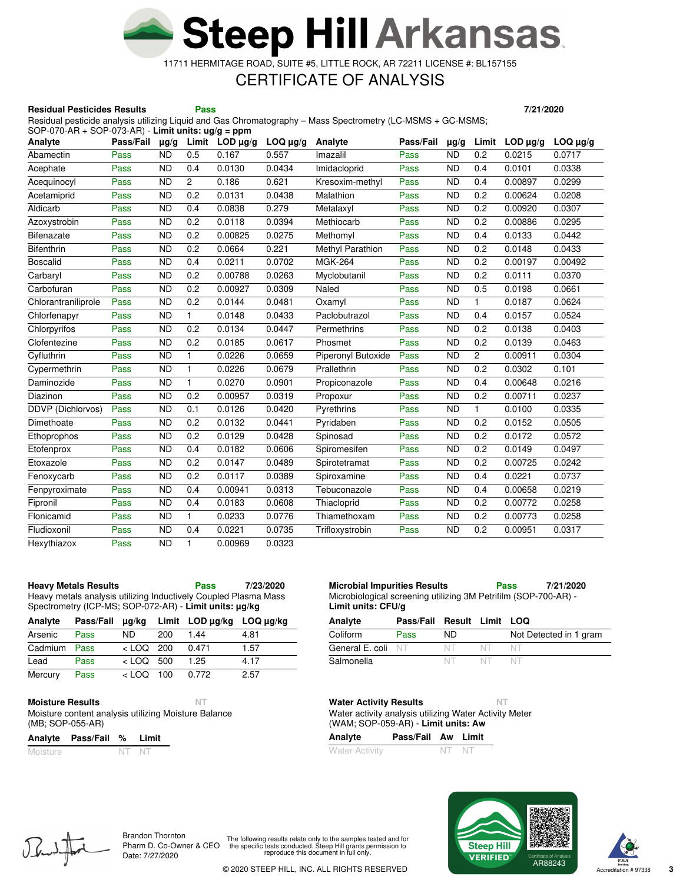# Steep Hill Arkansas

11711 HERMITAGE ROAD, SUITE #5, LITTLE ROCK, AR 72211 LICENSE #: BL157155

## CERTIFICATE OF ANALYSIS

**Residual Pesticides Results** **Pass** **7/21/2020**

Residual pesticide analysis utilizing Liquid and Gas Chromatography – Mass Spectrometry (LC-MSMS + GC-MSMS; SOP-070-AR + SOP-073-AR) - **Limit units: ug/g = ppm**

| Analyte | Pass/Fail | µg/g | Limit | LOD µg/g | LOQ µg/g | Analyte | Pass/Fail | µg/g | Limit | LOD µg/g | LOQ µg/g |
|---|---|---|---|---|---|---|---|---|---|---|---|
| Abamectin | Pass | ND | 0.5 | 0.167 | 0.557 | Imazalil | Pass | ND | 0.2 | 0.0215 | 0.0717 |
| Acephate | Pass | ND | 0.4 | 0.0130 | 0.0434 | Imidacloprid | Pass | ND | 0.4 | 0.0101 | 0.0338 |
| Acequinocyl | Pass | ND | 2 | 0.186 | 0.621 | Kresoxim-methyl | Pass | ND | 0.4 | 0.00897 | 0.0299 |
| Acetamiprid | Pass | ND | 0.2 | 0.0131 | 0.0438 | Malathion | Pass | ND | 0.2 | 0.00624 | 0.0208 |
| Aldicarb | Pass | ND | 0.4 | 0.0838 | 0.279 | Metalaxyl | Pass | ND | 0.2 | 0.00920 | 0.0307 |
| Azoxystrobin | Pass | ND | 0.2 | 0.0118 | 0.0394 | Methiocarb | Pass | ND | 0.2 | 0.00886 | 0.0295 |
| Bifenazate | Pass | ND | 0.2 | 0.00825 | 0.0275 | Methomyl | Pass | ND | 0.4 | 0.0133 | 0.0442 |
| Bifenthrin | Pass | ND | 0.2 | 0.0664 | 0.221 | Methyl Parathion | Pass | ND | 0.2 | 0.0148 | 0.0433 |
| Boscalid | Pass | ND | 0.4 | 0.0211 | 0.0702 | MGK-264 | Pass | ND | 0.2 | 0.00197 | 0.00492 |
| Carbaryl | Pass | ND | 0.2 | 0.00788 | 0.0263 | Myclobutanil | Pass | ND | 0.2 | 0.0111 | 0.0370 |
| Carbofuran | Pass | ND | 0.2 | 0.00927 | 0.0309 | Naled | Pass | ND | 0.5 | 0.0198 | 0.0661 |
| Chlorantraniliprole | Pass | ND | 0.2 | 0.0144 | 0.0481 | Oxamyl | Pass | ND | 1 | 0.0187 | 0.0624 |
| Chlorfenapyr | Pass | ND | 1 | 0.0148 | 0.0433 | Paclobutrazol | Pass | ND | 0.4 | 0.0157 | 0.0524 |
| Chlorpyrifos | Pass | ND | 0.2 | 0.0134 | 0.0447 | Permethrins | Pass | ND | 0.2 | 0.0138 | 0.0403 |
| Clofentezine | Pass | ND | 0.2 | 0.0185 | 0.0617 | Phosmet | Pass | ND | 0.2 | 0.0139 | 0.0463 |
| Cyfluthrin | Pass | ND | 1 | 0.0226 | 0.0659 | Piperonyl Butoxide | Pass | ND | 2 | 0.00911 | 0.0304 |
| Cypermethrin | Pass | ND | 1 | 0.0226 | 0.0679 | Prallethrin | Pass | ND | 0.2 | 0.0302 | 0.101 |
| Daminozide | Pass | ND | 1 | 0.0270 | 0.0901 | Propiconazole | Pass | ND | 0.4 | 0.00648 | 0.0216 |
| Diazinon | Pass | ND | 0.2 | 0.00957 | 0.0319 | Propoxur | Pass | ND | 0.2 | 0.00711 | 0.0237 |
| DDVP (Dichlorvos) | Pass | ND | 0.1 | 0.0126 | 0.0420 | Pyrethrins | Pass | ND | 1 | 0.0100 | 0.0335 |
| Dimethoate | Pass | ND | 0.2 | 0.0132 | 0.0441 | Pyridaben | Pass | ND | 0.2 | 0.0152 | 0.0505 |
| Ethoprophos | Pass | ND | 0.2 | 0.0129 | 0.0428 | Spinosad | Pass | ND | 0.2 | 0.0172 | 0.0572 |
| Etofenprox | Pass | ND | 0.4 | 0.0182 | 0.0606 | Spiromesifen | Pass | ND | 0.2 | 0.0149 | 0.0497 |
| Etoxazole | Pass | ND | 0.2 | 0.0147 | 0.0489 | Spirotetramat | Pass | ND | 0.2 | 0.00725 | 0.0242 |
| Fenoxycarb | Pass | ND | 0.2 | 0.0117 | 0.0389 | Spiroxamine | Pass | ND | 0.4 | 0.0221 | 0.0737 |
| Fenpyroximate | Pass | ND | 0.4 | 0.00941 | 0.0313 | Tebuconazole | Pass | ND | 0.4 | 0.00658 | 0.0219 |
| Fipronil | Pass | ND | 0.4 | 0.0183 | 0.0608 | Thiacloprid | Pass | ND | 0.2 | 0.00772 | 0.0258 |
| Flonicamid | Pass | ND | 1 | 0.0233 | 0.0776 | Thiamethoxam | Pass | ND | 0.2 | 0.00773 | 0.0258 |
| Fludioxonil | Pass | ND | 0.4 | 0.0221 | 0.0735 | Trifloxystrobin | Pass | ND | 0.2 | 0.00951 | 0.0317 |
| Hexythiazox | Pass | ND | 1 | 0.00969 | 0.0323 | | | | | | |

**Heavy Metals Results** **Pass** **7/23/2020**

Heavy metals analysis utilizing Inductively Coupled Plasma Mass Spectrometry (ICP-MS; SOP-072-AR) - **Limit units: µg/kg**

| Analyte | Pass/Fail | µg/kg | Limit | LOD µg/kg | LOQ µg/kg |
|---|---|---|---|---|---|
| Arsenic | Pass | ND | 200 | 1.44 | 4.81 |
| Cadmium | Pass | < LOQ | 200 | 0.471 | 1.57 |
| Lead | Pass | < LOQ | 500 | 1.25 | 4.17 |
| Mercury | Pass | < LOQ | 100 | 0.772 | 2.57 |

**Microbial Impurities Results** **Pass** **7/21/2020**

Microbiological screening utilizing 3M Petrifilm (SOP-700-AR) - **Limit units: CFU/g**

| Analyte | Pass/Fail | Result | Limit | LOQ |
|---|---|---|---|---|
| Coliform | Pass | ND | | Not Detected in 1 gram |
| General E. coli | NT | NT | NT | NT |
| Salmonella | | NT | NT | NT |

**Moisture Results** NT

Moisture content analysis utilizing Moisture Balance (MB; SOP-055-AR)

| Analyte | Pass/Fail | % | Limit |
|---|---|---|---|
| Moisture | | NT | NT |

**Water Activity Results** NT

Water activity analysis utilizing Water Activity Meter (WAM; SOP-059-AR) - **Limit units: Aw**

| Analyte | Pass/Fail | Aw | Limit |
|---|---|---|---|
| Water Activity | | NT | NT |

Brandon Thornton
Pharm D. Co-Owner & CEO
Date: 7/27/2020

The following results relate only to the samples tested and for the specific tests conducted. Steep Hill grants permission to reproduce this document in full only.

© 2020 STEEP HILL, INC. ALL RIGHTS RESERVED

Steep Hill VERIFIED — Certificate of Analysis AR88243

PJLA Testing Accreditation # 97338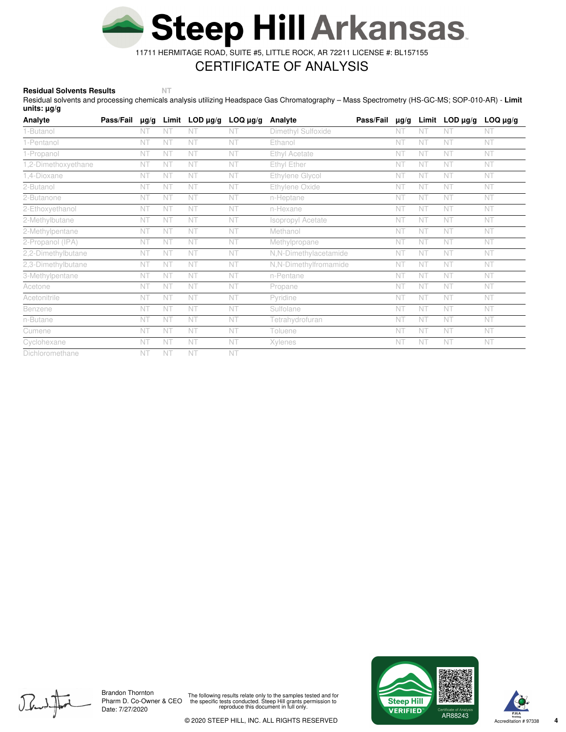# Steep Hill Arkansas

11711 HERMITAGE ROAD, SUITE #5, LITTLE ROCK, AR 72211 LICENSE #: BL157155

## CERTIFICATE OF ANALYSIS

**Residual Solvents Results** NT

Residual solvents and processing chemicals analysis utilizing Headspace Gas Chromatography – Mass Spectrometry (HS-GC-MS; SOP-010-AR) - **Limit units: µg/g**

| Analyte | Pass/Fail | µg/g | Limit | LOD µg/g | LOQ µg/g | Analyte | Pass/Fail | µg/g | Limit | LOD µg/g | LOQ µg/g |
|---|---|---|---|---|---|---|---|---|---|---|---|
| 1-Butanol | | NT | NT | NT | NT | Dimethyl Sulfoxide | | NT | NT | NT | NT |
| 1-Pentanol | | NT | NT | NT | NT | Ethanol | | NT | NT | NT | NT |
| 1-Propanol | | NT | NT | NT | NT | Ethyl Acetate | | NT | NT | NT | NT |
| 1,2-Dimethoxyethane | | NT | NT | NT | NT | Ethyl Ether | | NT | NT | NT | NT |
| 1,4-Dioxane | | NT | NT | NT | NT | Ethylene Glycol | | NT | NT | NT | NT |
| 2-Butanol | | NT | NT | NT | NT | Ethylene Oxide | | NT | NT | NT | NT |
| 2-Butanone | | NT | NT | NT | NT | n-Heptane | | NT | NT | NT | NT |
| 2-Ethoxyethanol | | NT | NT | NT | NT | n-Hexane | | NT | NT | NT | NT |
| 2-Methylbutane | | NT | NT | NT | NT | Isopropyl Acetate | | NT | NT | NT | NT |
| 2-Methylpentane | | NT | NT | NT | NT | Methanol | | NT | NT | NT | NT |
| 2-Propanol (IPA) | | NT | NT | NT | NT | Methylpropane | | NT | NT | NT | NT |
| 2,2-Dimethylbutane | | NT | NT | NT | NT | N,N-Dimethylacetamide | | NT | NT | NT | NT |
| 2,3-Dimethylbutane | | NT | NT | NT | NT | N,N-Dimethylfromamide | | NT | NT | NT | NT |
| 3-Methylpentane | | NT | NT | NT | NT | n-Pentane | | NT | NT | NT | NT |
| Acetone | | NT | NT | NT | NT | Propane | | NT | NT | NT | NT |
| Acetonitrile | | NT | NT | NT | NT | Pyridine | | NT | NT | NT | NT |
| Benzene | | NT | NT | NT | NT | Sulfolane | | NT | NT | NT | NT |
| n-Butane | | NT | NT | NT | NT | Tetrahydrofuran | | NT | NT | NT | NT |
| Cumene | | NT | NT | NT | NT | Toluene | | NT | NT | NT | NT |
| Cyclohexane | | NT | NT | NT | NT | Xylenes | | NT | NT | NT | NT |
| Dichloromethane | | NT | NT | NT | NT | | | | | | |

Brandon Thornton
Pharm D. Co-Owner & CEO
Date: 7/27/2020

The following results relate only to the samples tested and for the specific tests conducted. Steep Hill grants permission to reproduce this document in full only.

© 2020 STEEP HILL, INC. ALL RIGHTS RESERVED

Steep Hill VERIFIED
Certificate of Analysis
AR88243

PJLA Testing
Accreditation # 97338